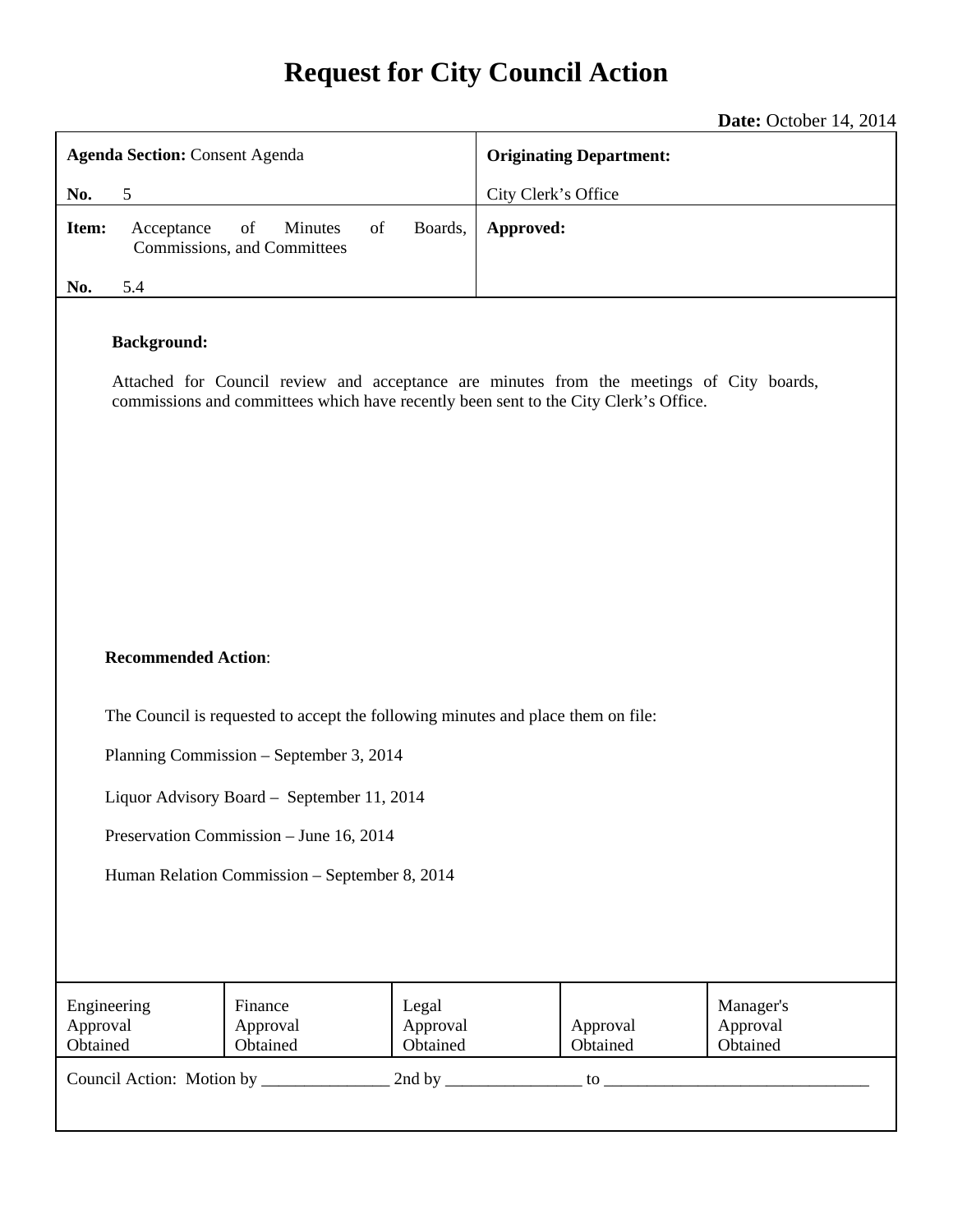# Request for City Council Action

**Date:** October 14, 2014

| **Agenda Section:** Consent Agenda<br><br>**No.** 5 | **Originating Department:**<br><br>City Clerk's Office |
|---|---|
| **Item:** Acceptance of Minutes of Boards, Commissions, and Committees<br><br>**No.** 5.4 | **Approved:** |

**Background:**

Attached for Council review and acceptance are minutes from the meetings of City boards, commissions and committees which have recently been sent to the City Clerk's Office.

**Recommended Action**:

The Council is requested to accept the following minutes and place them on file:

Planning Commission – September 3, 2014

Liquor Advisory Board – September 11, 2014

Preservation Commission – June 16, 2014

Human Relation Commission – September 8, 2014

| Engineering Approval Obtained | Finance Approval Obtained | Legal Approval Obtained | Approval Obtained | Manager's Approval Obtained |
|---|---|---|---|---|

Council Action: Motion by _______________ 2nd by ________________ to ________________________________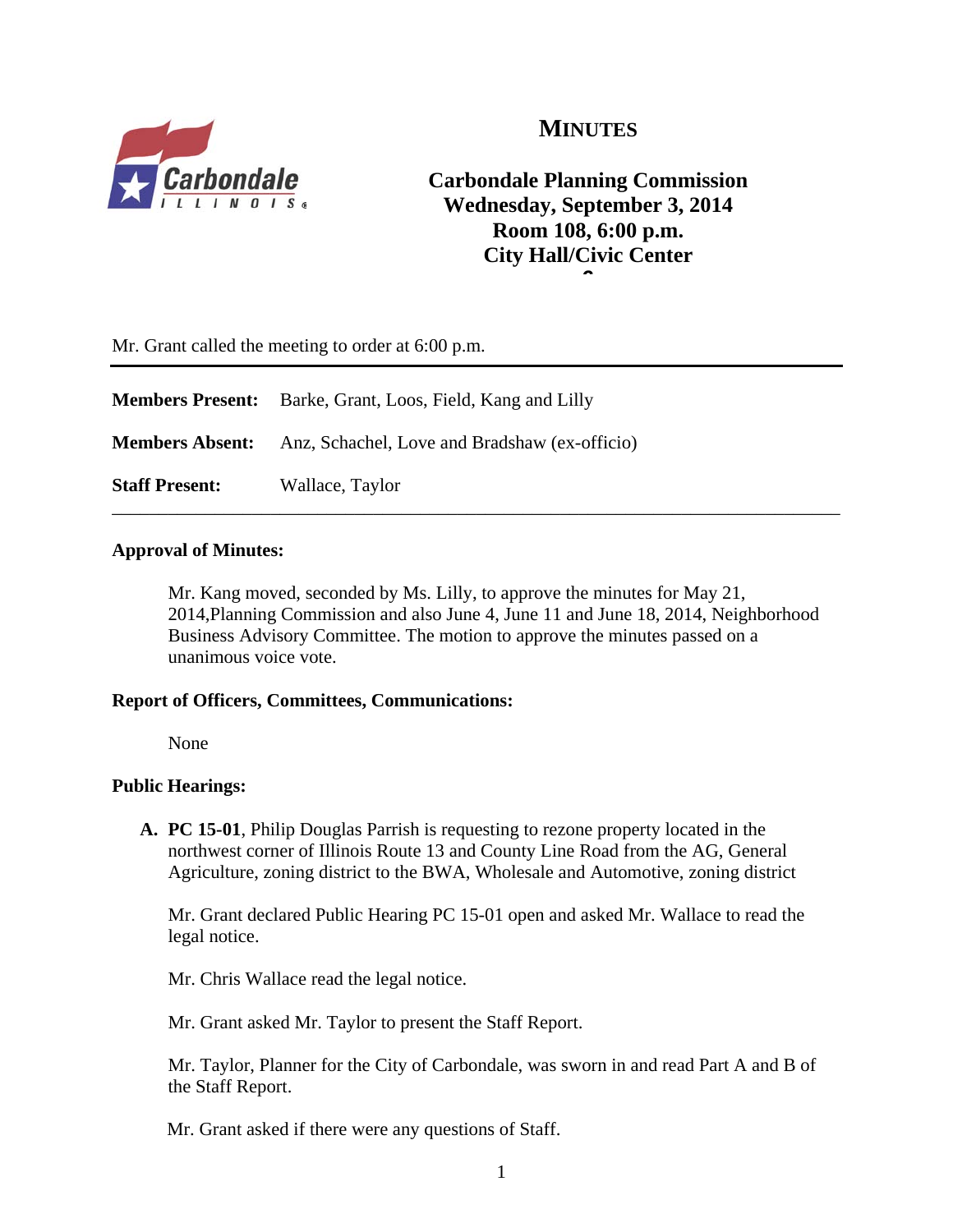# MINUTES

**Carbondale Planning Commission**
**Wednesday, September 3, 2014**
**Room 108, 6:00 p.m.**
**City Hall/Civic Center**

Mr. Grant called the meeting to order at 6:00 p.m.

---

**Members Present:** Barke, Grant, Loos, Field, Kang and Lilly

**Members Absent:** Anz, Schachel, Love and Bradshaw (ex-officio)

**Staff Present:** Wallace, Taylor

---

**Approval of Minutes:**

Mr. Kang moved, seconded by Ms. Lilly, to approve the minutes for May 21, 2014,Planning Commission and also June 4, June 11 and June 18, 2014, Neighborhood Business Advisory Committee. The motion to approve the minutes passed on a unanimous voice vote.

**Report of Officers, Committees, Communications:**

None

**Public Hearings:**

**A. PC 15-01**, Philip Douglas Parrish is requesting to rezone property located in the northwest corner of Illinois Route 13 and County Line Road from the AG, General Agriculture, zoning district to the BWA, Wholesale and Automotive, zoning district

Mr. Grant declared Public Hearing PC 15-01 open and asked Mr. Wallace to read the legal notice.

Mr. Chris Wallace read the legal notice.

Mr. Grant asked Mr. Taylor to present the Staff Report.

Mr. Taylor, Planner for the City of Carbondale, was sworn in and read Part A and B of the Staff Report.

Mr. Grant asked if there were any questions of Staff.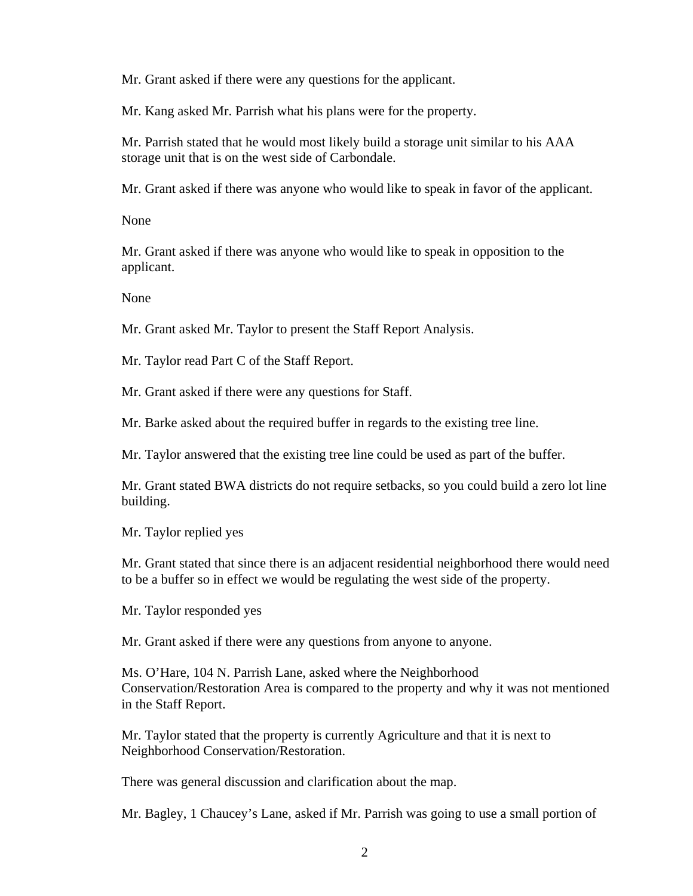Mr. Grant asked if there were any questions for the applicant.

Mr. Kang asked Mr. Parrish what his plans were for the property.

Mr. Parrish stated that he would most likely build a storage unit similar to his AAA storage unit that is on the west side of Carbondale.

Mr. Grant asked if there was anyone who would like to speak in favor of the applicant.

None

Mr. Grant asked if there was anyone who would like to speak in opposition to the applicant.

None

Mr. Grant asked Mr. Taylor to present the Staff Report Analysis.

Mr. Taylor read Part C of the Staff Report.

Mr. Grant asked if there were any questions for Staff.

Mr. Barke asked about the required buffer in regards to the existing tree line.

Mr. Taylor answered that the existing tree line could be used as part of the buffer.

Mr. Grant stated BWA districts do not require setbacks, so you could build a zero lot line building.

Mr. Taylor replied yes

Mr. Grant stated that since there is an adjacent residential neighborhood there would need to be a buffer so in effect we would be regulating the west side of the property.

Mr. Taylor responded yes

Mr. Grant asked if there were any questions from anyone to anyone.

Ms. O'Hare, 104 N. Parrish Lane, asked where the Neighborhood Conservation/Restoration Area is compared to the property and why it was not mentioned in the Staff Report.

Mr. Taylor stated that the property is currently Agriculture and that it is next to Neighborhood Conservation/Restoration.

There was general discussion and clarification about the map.

Mr. Bagley, 1 Chaucey's Lane, asked if Mr. Parrish was going to use a small portion of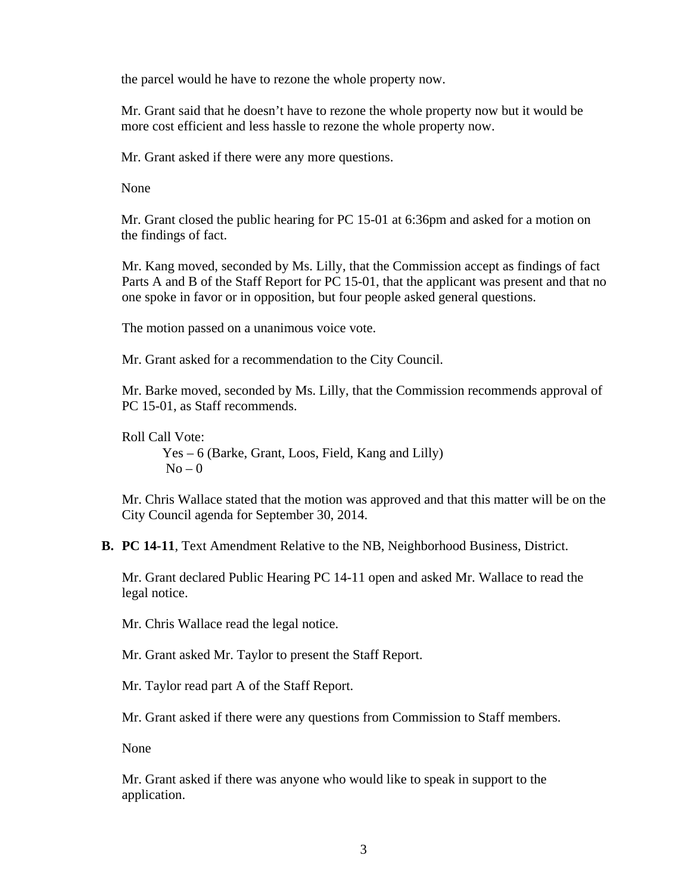the parcel would he have to rezone the whole property now.

Mr. Grant said that he doesn't have to rezone the whole property now but it would be more cost efficient and less hassle to rezone the whole property now.

Mr. Grant asked if there were any more questions.

None

Mr. Grant closed the public hearing for PC 15-01 at 6:36pm and asked for a motion on the findings of fact.

Mr. Kang moved, seconded by Ms. Lilly, that the Commission accept as findings of fact Parts A and B of the Staff Report for PC 15-01, that the applicant was present and that no one spoke in favor or in opposition, but four people asked general questions.

The motion passed on a unanimous voice vote.

Mr. Grant asked for a recommendation to the City Council.

Mr. Barke moved, seconded by Ms. Lilly, that the Commission recommends approval of PC 15-01, as Staff recommends.

Roll Call Vote:
Yes – 6 (Barke, Grant, Loos, Field, Kang and Lilly)
No – 0

Mr. Chris Wallace stated that the motion was approved and that this matter will be on the City Council agenda for September 30, 2014.

**B. PC 14-11**, Text Amendment Relative to the NB, Neighborhood Business, District.

Mr. Grant declared Public Hearing PC 14-11 open and asked Mr. Wallace to read the legal notice.

Mr. Chris Wallace read the legal notice.

Mr. Grant asked Mr. Taylor to present the Staff Report.

Mr. Taylor read part A of the Staff Report.

Mr. Grant asked if there were any questions from Commission to Staff members.

None

Mr. Grant asked if there was anyone who would like to speak in support to the application.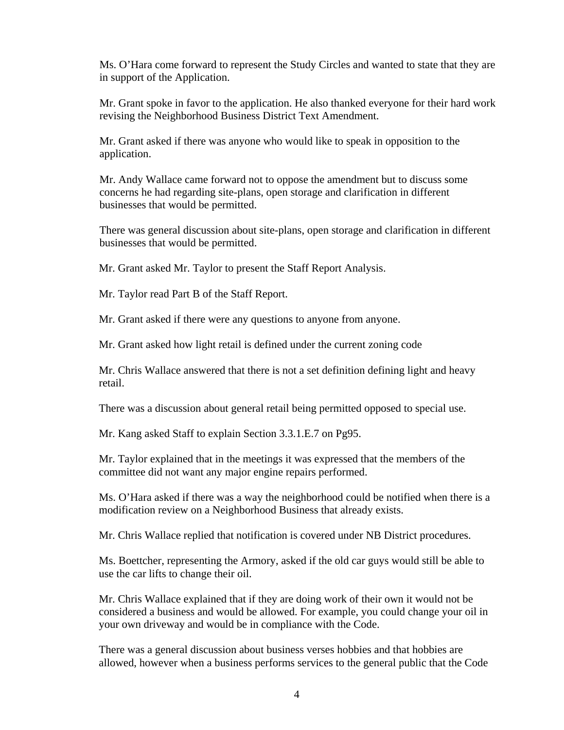Ms. O'Hara come forward to represent the Study Circles and wanted to state that they are in support of the Application.

Mr. Grant spoke in favor to the application. He also thanked everyone for their hard work revising the Neighborhood Business District Text Amendment.

Mr. Grant asked if there was anyone who would like to speak in opposition to the application.

Mr. Andy Wallace came forward not to oppose the amendment but to discuss some concerns he had regarding site-plans, open storage and clarification in different businesses that would be permitted.

There was general discussion about site-plans, open storage and clarification in different businesses that would be permitted.

Mr. Grant asked Mr. Taylor to present the Staff Report Analysis.

Mr. Taylor read Part B of the Staff Report.

Mr. Grant asked if there were any questions to anyone from anyone.

Mr. Grant asked how light retail is defined under the current zoning code

Mr. Chris Wallace answered that there is not a set definition defining light and heavy retail.

There was a discussion about general retail being permitted opposed to special use.

Mr. Kang asked Staff to explain Section 3.3.1.E.7 on Pg95.

Mr. Taylor explained that in the meetings it was expressed that the members of the committee did not want any major engine repairs performed.

Ms. O'Hara asked if there was a way the neighborhood could be notified when there is a modification review on a Neighborhood Business that already exists.

Mr. Chris Wallace replied that notification is covered under NB District procedures.

Ms. Boettcher, representing the Armory, asked if the old car guys would still be able to use the car lifts to change their oil.

Mr. Chris Wallace explained that if they are doing work of their own it would not be considered a business and would be allowed. For example, you could change your oil in your own driveway and would be in compliance with the Code.

There was a general discussion about business verses hobbies and that hobbies are allowed, however when a business performs services to the general public that the Code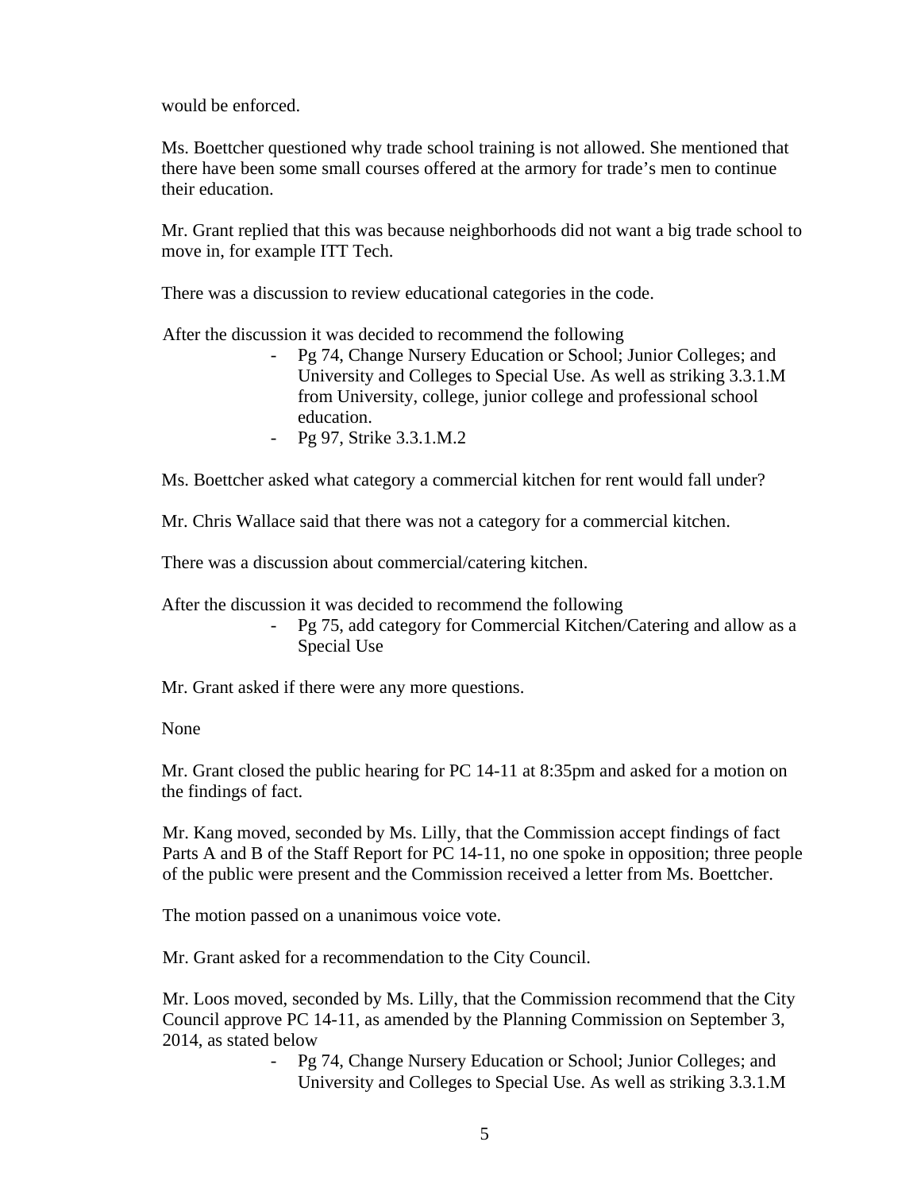would be enforced.

Ms. Boettcher questioned why trade school training is not allowed. She mentioned that there have been some small courses offered at the armory for trade's men to continue their education.

Mr. Grant replied that this was because neighborhoods did not want a big trade school to move in, for example ITT Tech.

There was a discussion to review educational categories in the code.

After the discussion it was decided to recommend the following

- Pg 74, Change Nursery Education or School; Junior Colleges; and University and Colleges to Special Use. As well as striking 3.3.1.M from University, college, junior college and professional school education.
- Pg 97, Strike 3.3.1.M.2

Ms. Boettcher asked what category a commercial kitchen for rent would fall under?

Mr. Chris Wallace said that there was not a category for a commercial kitchen.

There was a discussion about commercial/catering kitchen.

After the discussion it was decided to recommend the following

- Pg 75, add category for Commercial Kitchen/Catering and allow as a Special Use

Mr. Grant asked if there were any more questions.

None

Mr. Grant closed the public hearing for PC 14-11 at 8:35pm and asked for a motion on the findings of fact.

Mr. Kang moved, seconded by Ms. Lilly, that the Commission accept findings of fact Parts A and B of the Staff Report for PC 14-11, no one spoke in opposition; three people of the public were present and the Commission received a letter from Ms. Boettcher.

The motion passed on a unanimous voice vote.

Mr. Grant asked for a recommendation to the City Council.

Mr. Loos moved, seconded by Ms. Lilly, that the Commission recommend that the City Council approve PC 14-11, as amended by the Planning Commission on September 3, 2014, as stated below

- Pg 74, Change Nursery Education or School; Junior Colleges; and University and Colleges to Special Use. As well as striking 3.3.1.M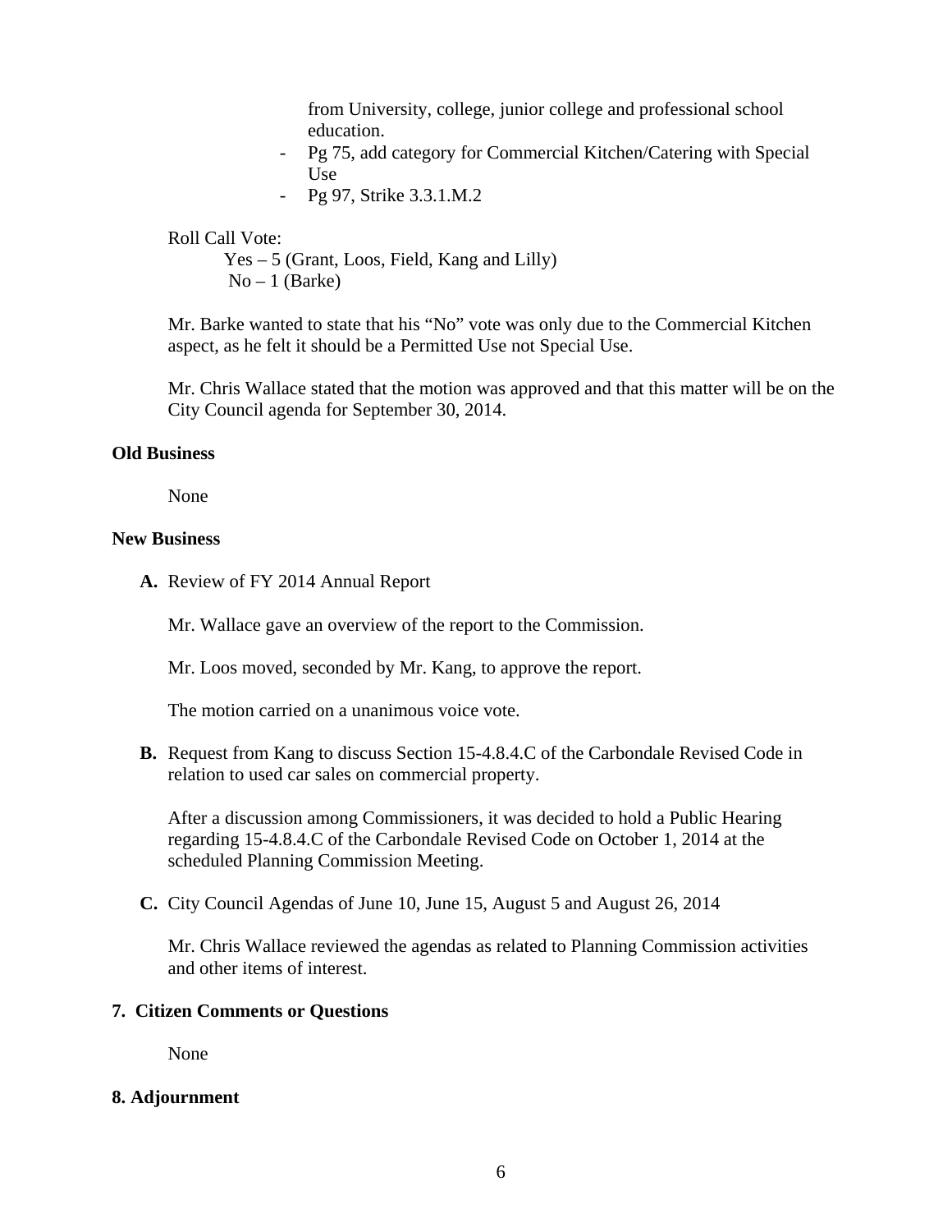from University, college, junior college and professional school education.

- Pg 75, add category for Commercial Kitchen/Catering with Special Use
- Pg 97, Strike 3.3.1.M.2

Roll Call Vote:

Yes – 5 (Grant, Loos, Field, Kang and Lilly)
No – 1 (Barke)

Mr. Barke wanted to state that his "No" vote was only due to the Commercial Kitchen aspect, as he felt it should be a Permitted Use not Special Use.

Mr. Chris Wallace stated that the motion was approved and that this matter will be on the City Council agenda for September 30, 2014.

**Old Business**

None

**New Business**

**A.** Review of FY 2014 Annual Report

Mr. Wallace gave an overview of the report to the Commission.

Mr. Loos moved, seconded by Mr. Kang, to approve the report.

The motion carried on a unanimous voice vote.

**B.** Request from Kang to discuss Section 15-4.8.4.C of the Carbondale Revised Code in relation to used car sales on commercial property.

After a discussion among Commissioners, it was decided to hold a Public Hearing regarding 15-4.8.4.C of the Carbondale Revised Code on October 1, 2014 at the scheduled Planning Commission Meeting.

**C.** City Council Agendas of June 10, June 15, August 5 and August 26, 2014

Mr. Chris Wallace reviewed the agendas as related to Planning Commission activities and other items of interest.

**7. Citizen Comments or Questions**

None

**8. Adjournment**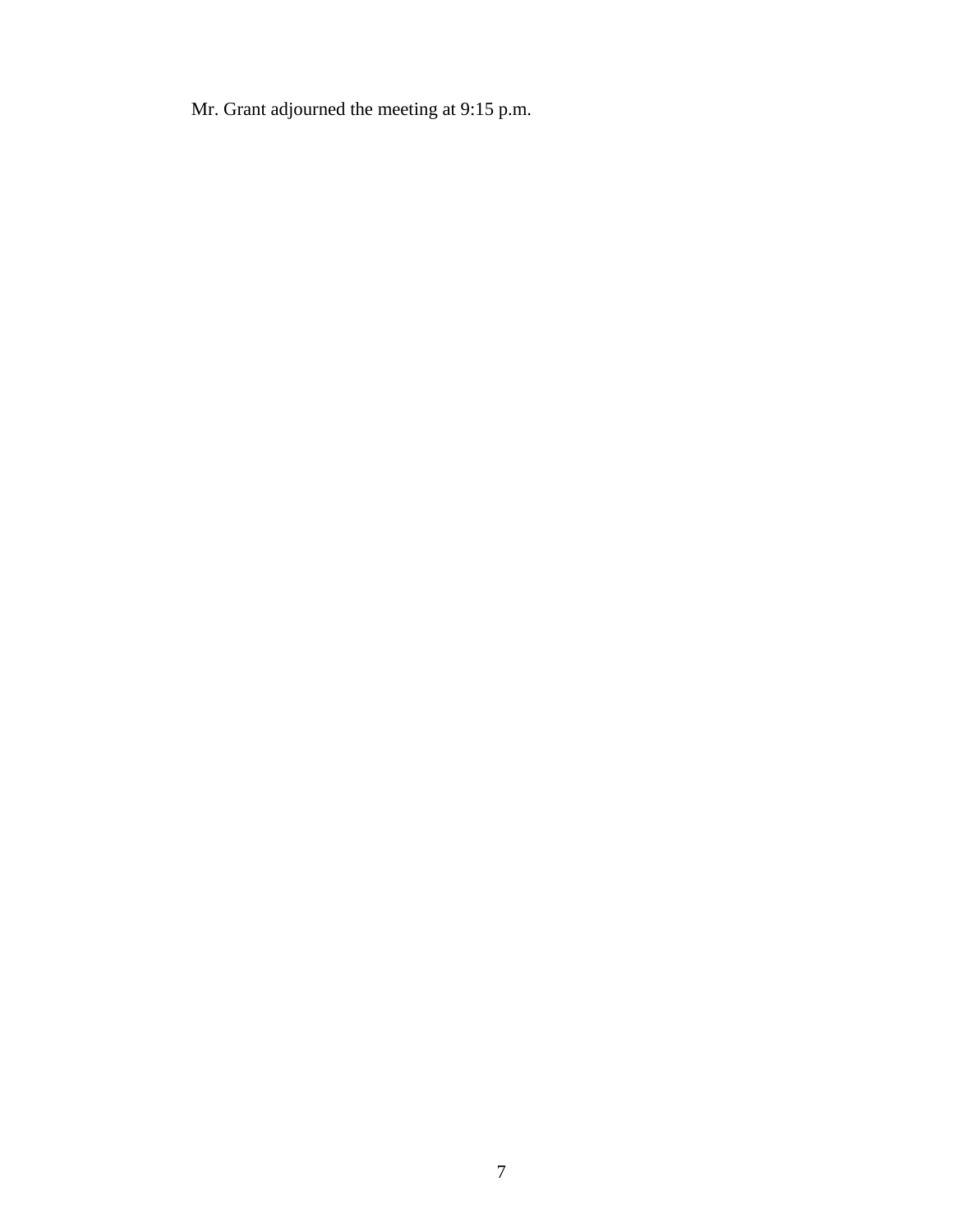Mr. Grant adjourned the meeting at 9:15 p.m.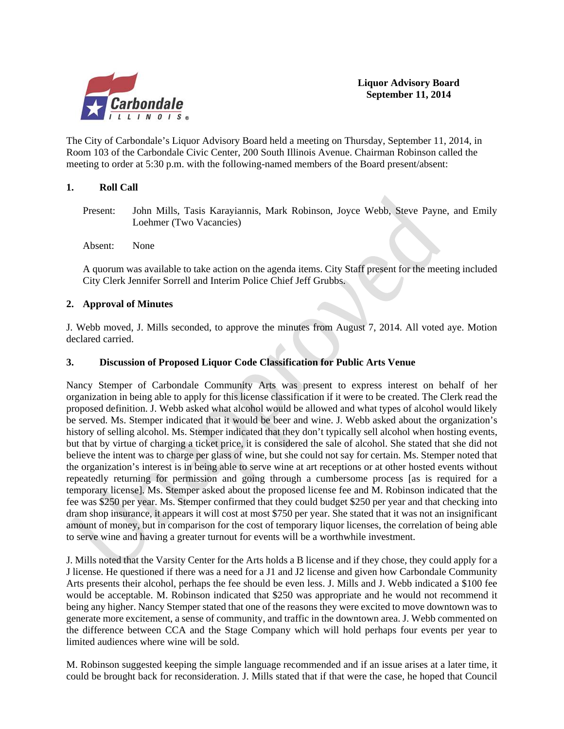**Liquor Advisory Board**
**September 11, 2014**

The City of Carbondale's Liquor Advisory Board held a meeting on Thursday, September 11, 2014, in Room 103 of the Carbondale Civic Center, 200 South Illinois Avenue. Chairman Robinson called the meeting to order at 5:30 p.m. with the following-named members of the Board present/absent:

## 1. Roll Call

Present: John Mills, Tasis Karayiannis, Mark Robinson, Joyce Webb, Steve Payne, and Emily Loehmer (Two Vacancies)

Absent: None

A quorum was available to take action on the agenda items. City Staff present for the meeting included City Clerk Jennifer Sorrell and Interim Police Chief Jeff Grubbs.

## 2. Approval of Minutes

J. Webb moved, J. Mills seconded, to approve the minutes from August 7, 2014. All voted aye. Motion declared carried.

## 3. Discussion of Proposed Liquor Code Classification for Public Arts Venue

Nancy Stemper of Carbondale Community Arts was present to express interest on behalf of her organization in being able to apply for this license classification if it were to be created. The Clerk read the proposed definition. J. Webb asked what alcohol would be allowed and what types of alcohol would likely be served. Ms. Stemper indicated that it would be beer and wine. J. Webb asked about the organization's history of selling alcohol. Ms. Stemper indicated that they don't typically sell alcohol when hosting events, but that by virtue of charging a ticket price, it is considered the sale of alcohol. She stated that she did not believe the intent was to charge per glass of wine, but she could not say for certain. Ms. Stemper noted that the organization's interest is in being able to serve wine at art receptions or at other hosted events without repeatedly returning for permission and going through a cumbersome process [as is required for a temporary license]. Ms. Stemper asked about the proposed license fee and M. Robinson indicated that the fee was $250 per year. Ms. Stemper confirmed that they could budget $250 per year and that checking into dram shop insurance, it appears it will cost at most $750 per year. She stated that it was not an insignificant amount of money, but in comparison for the cost of temporary liquor licenses, the correlation of being able to serve wine and having a greater turnout for events will be a worthwhile investment.

J. Mills noted that the Varsity Center for the Arts holds a B license and if they chose, they could apply for a J license. He questioned if there was a need for a J1 and J2 license and given how Carbondale Community Arts presents their alcohol, perhaps the fee should be even less. J. Mills and J. Webb indicated a $100 fee would be acceptable. M. Robinson indicated that $250 was appropriate and he would not recommend it being any higher. Nancy Stemper stated that one of the reasons they were excited to move downtown was to generate more excitement, a sense of community, and traffic in the downtown area. J. Webb commented on the difference between CCA and the Stage Company which will hold perhaps four events per year to limited audiences where wine will be sold.

M. Robinson suggested keeping the simple language recommended and if an issue arises at a later time, it could be brought back for reconsideration. J. Mills stated that if that were the case, he hoped that Council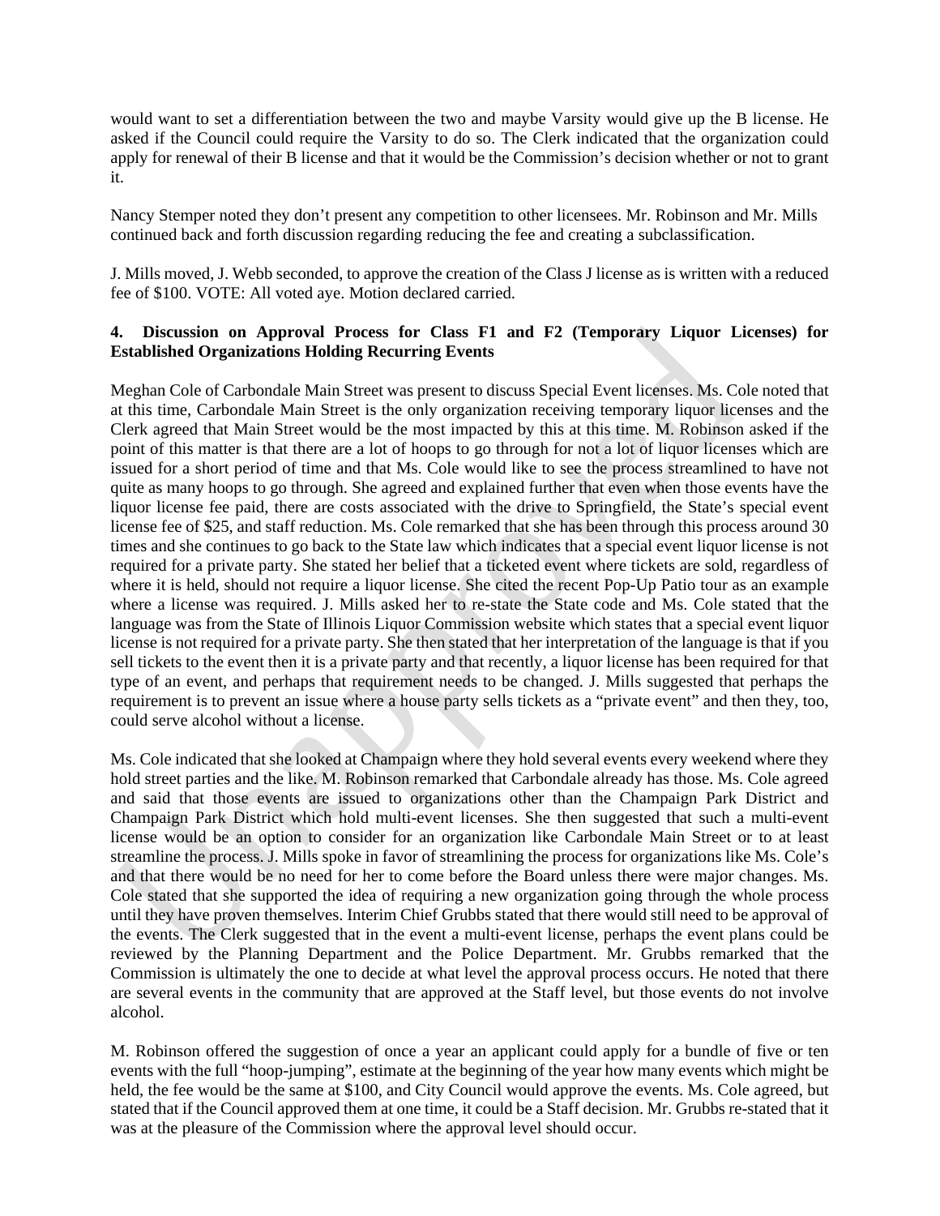would want to set a differentiation between the two and maybe Varsity would give up the B license. He asked if the Council could require the Varsity to do so. The Clerk indicated that the organization could apply for renewal of their B license and that it would be the Commission's decision whether or not to grant it.

Nancy Stemper noted they don't present any competition to other licensees. Mr. Robinson and Mr. Mills continued back and forth discussion regarding reducing the fee and creating a subclassification.

J. Mills moved, J. Webb seconded, to approve the creation of the Class J license as is written with a reduced fee of $100. VOTE: All voted aye. Motion declared carried.

**4. Discussion on Approval Process for Class F1 and F2 (Temporary Liquor Licenses) for Established Organizations Holding Recurring Events**

Meghan Cole of Carbondale Main Street was present to discuss Special Event licenses. Ms. Cole noted that at this time, Carbondale Main Street is the only organization receiving temporary liquor licenses and the Clerk agreed that Main Street would be the most impacted by this at this time. M. Robinson asked if the point of this matter is that there are a lot of hoops to go through for not a lot of liquor licenses which are issued for a short period of time and that Ms. Cole would like to see the process streamlined to have not quite as many hoops to go through. She agreed and explained further that even when those events have the liquor license fee paid, there are costs associated with the drive to Springfield, the State's special event license fee of $25, and staff reduction. Ms. Cole remarked that she has been through this process around 30 times and she continues to go back to the State law which indicates that a special event liquor license is not required for a private party. She stated her belief that a ticketed event where tickets are sold, regardless of where it is held, should not require a liquor license. She cited the recent Pop-Up Patio tour as an example where a license was required. J. Mills asked her to re-state the State code and Ms. Cole stated that the language was from the State of Illinois Liquor Commission website which states that a special event liquor license is not required for a private party. She then stated that her interpretation of the language is that if you sell tickets to the event then it is a private party and that recently, a liquor license has been required for that type of an event, and perhaps that requirement needs to be changed. J. Mills suggested that perhaps the requirement is to prevent an issue where a house party sells tickets as a "private event" and then they, too, could serve alcohol without a license.

Ms. Cole indicated that she looked at Champaign where they hold several events every weekend where they hold street parties and the like. M. Robinson remarked that Carbondale already has those. Ms. Cole agreed and said that those events are issued to organizations other than the Champaign Park District and Champaign Park District which hold multi-event licenses. She then suggested that such a multi-event license would be an option to consider for an organization like Carbondale Main Street or to at least streamline the process. J. Mills spoke in favor of streamlining the process for organizations like Ms. Cole's and that there would be no need for her to come before the Board unless there were major changes. Ms. Cole stated that she supported the idea of requiring a new organization going through the whole process until they have proven themselves. Interim Chief Grubbs stated that there would still need to be approval of the events. The Clerk suggested that in the event a multi-event license, perhaps the event plans could be reviewed by the Planning Department and the Police Department. Mr. Grubbs remarked that the Commission is ultimately the one to decide at what level the approval process occurs. He noted that there are several events in the community that are approved at the Staff level, but those events do not involve alcohol.

M. Robinson offered the suggestion of once a year an applicant could apply for a bundle of five or ten events with the full "hoop-jumping", estimate at the beginning of the year how many events which might be held, the fee would be the same at $100, and City Council would approve the events. Ms. Cole agreed, but stated that if the Council approved them at one time, it could be a Staff decision. Mr. Grubbs re-stated that it was at the pleasure of the Commission where the approval level should occur.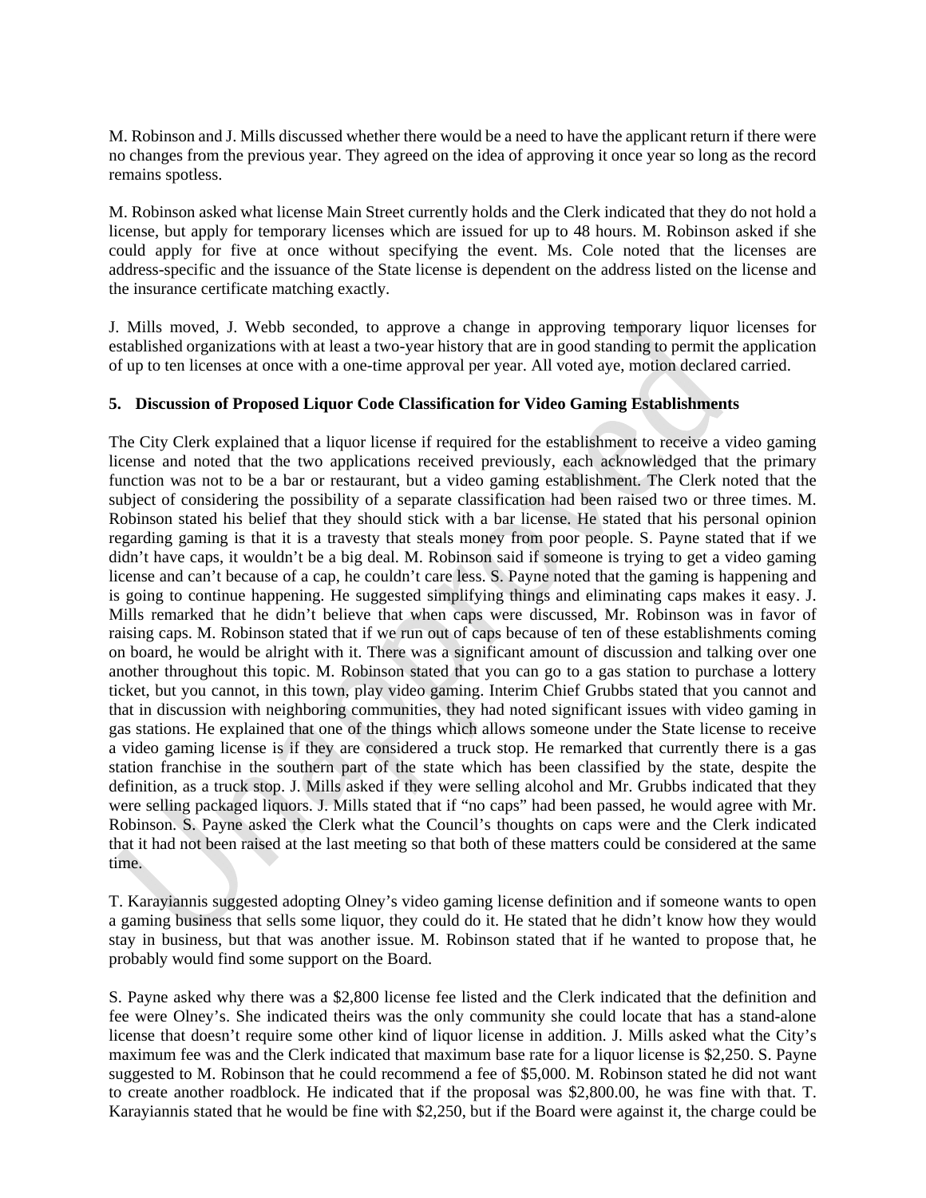M. Robinson and J. Mills discussed whether there would be a need to have the applicant return if there were no changes from the previous year. They agreed on the idea of approving it once year so long as the record remains spotless.

M. Robinson asked what license Main Street currently holds and the Clerk indicated that they do not hold a license, but apply for temporary licenses which are issued for up to 48 hours. M. Robinson asked if she could apply for five at once without specifying the event. Ms. Cole noted that the licenses are address-specific and the issuance of the State license is dependent on the address listed on the license and the insurance certificate matching exactly.

J. Mills moved, J. Webb seconded, to approve a change in approving temporary liquor licenses for established organizations with at least a two-year history that are in good standing to permit the application of up to ten licenses at once with a one-time approval per year. All voted aye, motion declared carried.

**5. Discussion of Proposed Liquor Code Classification for Video Gaming Establishments**

The City Clerk explained that a liquor license if required for the establishment to receive a video gaming license and noted that the two applications received previously, each acknowledged that the primary function was not to be a bar or restaurant, but a video gaming establishment. The Clerk noted that the subject of considering the possibility of a separate classification had been raised two or three times. M. Robinson stated his belief that they should stick with a bar license. He stated that his personal opinion regarding gaming is that it is a travesty that steals money from poor people. S. Payne stated that if we didn't have caps, it wouldn't be a big deal. M. Robinson said if someone is trying to get a video gaming license and can't because of a cap, he couldn't care less. S. Payne noted that the gaming is happening and is going to continue happening. He suggested simplifying things and eliminating caps makes it easy. J. Mills remarked that he didn't believe that when caps were discussed, Mr. Robinson was in favor of raising caps. M. Robinson stated that if we run out of caps because of ten of these establishments coming on board, he would be alright with it. There was a significant amount of discussion and talking over one another throughout this topic. M. Robinson stated that you can go to a gas station to purchase a lottery ticket, but you cannot, in this town, play video gaming. Interim Chief Grubbs stated that you cannot and that in discussion with neighboring communities, they had noted significant issues with video gaming in gas stations. He explained that one of the things which allows someone under the State license to receive a video gaming license is if they are considered a truck stop. He remarked that currently there is a gas station franchise in the southern part of the state which has been classified by the state, despite the definition, as a truck stop. J. Mills asked if they were selling alcohol and Mr. Grubbs indicated that they were selling packaged liquors. J. Mills stated that if "no caps" had been passed, he would agree with Mr. Robinson. S. Payne asked the Clerk what the Council's thoughts on caps were and the Clerk indicated that it had not been raised at the last meeting so that both of these matters could be considered at the same time.

T. Karayiannis suggested adopting Olney's video gaming license definition and if someone wants to open a gaming business that sells some liquor, they could do it. He stated that he didn't know how they would stay in business, but that was another issue. M. Robinson stated that if he wanted to propose that, he probably would find some support on the Board.

S. Payne asked why there was a $2,800 license fee listed and the Clerk indicated that the definition and fee were Olney's. She indicated theirs was the only community she could locate that has a stand-alone license that doesn't require some other kind of liquor license in addition. J. Mills asked what the City's maximum fee was and the Clerk indicated that maximum base rate for a liquor license is $2,250. S. Payne suggested to M. Robinson that he could recommend a fee of $5,000. M. Robinson stated he did not want to create another roadblock. He indicated that if the proposal was $2,800.00, he was fine with that. T. Karayiannis stated that he would be fine with $2,250, but if the Board were against it, the charge could be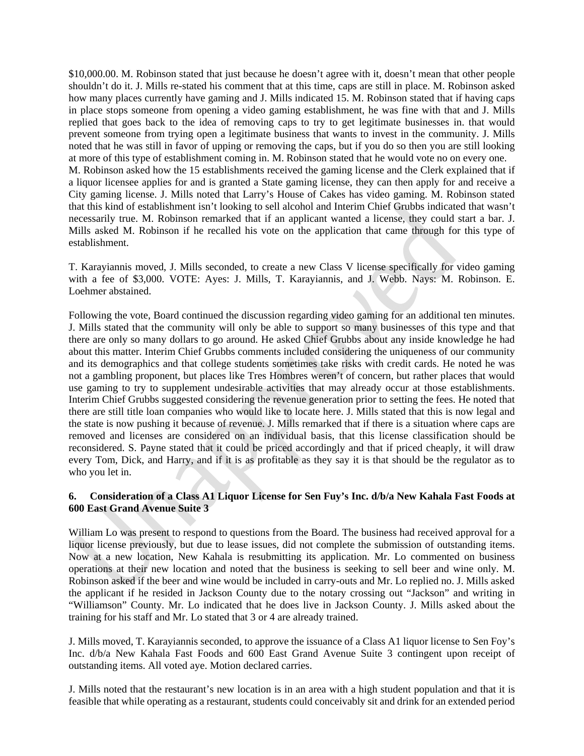$10,000.00. M. Robinson stated that just because he doesn't agree with it, doesn't mean that other people shouldn't do it. J. Mills re-stated his comment that at this time, caps are still in place. M. Robinson asked how many places currently have gaming and J. Mills indicated 15. M. Robinson stated that if having caps in place stops someone from opening a video gaming establishment, he was fine with that and J. Mills replied that goes back to the idea of removing caps to try to get legitimate businesses in. that would prevent someone from trying open a legitimate business that wants to invest in the community. J. Mills noted that he was still in favor of upping or removing the caps, but if you do so then you are still looking at more of this type of establishment coming in. M. Robinson stated that he would vote no on every one. M. Robinson asked how the 15 establishments received the gaming license and the Clerk explained that if a liquor licensee applies for and is granted a State gaming license, they can then apply for and receive a City gaming license. J. Mills noted that Larry's House of Cakes has video gaming. M. Robinson stated that this kind of establishment isn't looking to sell alcohol and Interim Chief Grubbs indicated that wasn't necessarily true. M. Robinson remarked that if an applicant wanted a license, they could start a bar. J. Mills asked M. Robinson if he recalled his vote on the application that came through for this type of establishment.

T. Karayiannis moved, J. Mills seconded, to create a new Class V license specifically for video gaming with a fee of $3,000. VOTE: Ayes: J. Mills, T. Karayiannis, and J. Webb. Nays: M. Robinson. E. Loehmer abstained.

Following the vote, Board continued the discussion regarding video gaming for an additional ten minutes. J. Mills stated that the community will only be able to support so many businesses of this type and that there are only so many dollars to go around. He asked Chief Grubbs about any inside knowledge he had about this matter. Interim Chief Grubbs comments included considering the uniqueness of our community and its demographics and that college students sometimes take risks with credit cards. He noted he was not a gambling proponent, but places like Tres Hombres weren't of concern, but rather places that would use gaming to try to supplement undesirable activities that may already occur at those establishments. Interim Chief Grubbs suggested considering the revenue generation prior to setting the fees. He noted that there are still title loan companies who would like to locate here. J. Mills stated that this is now legal and the state is now pushing it because of revenue. J. Mills remarked that if there is a situation where caps are removed and licenses are considered on an individual basis, that this license classification should be reconsidered. S. Payne stated that it could be priced accordingly and that if priced cheaply, it will draw every Tom, Dick, and Harry, and if it is as profitable as they say it is that should be the regulator as to who you let in.

**6. Consideration of a Class A1 Liquor License for Sen Fuy's Inc. d/b/a New Kahala Fast Foods at 600 East Grand Avenue Suite 3**

William Lo was present to respond to questions from the Board. The business had received approval for a liquor license previously, but due to lease issues, did not complete the submission of outstanding items. Now at a new location, New Kahala is resubmitting its application. Mr. Lo commented on business operations at their new location and noted that the business is seeking to sell beer and wine only. M. Robinson asked if the beer and wine would be included in carry-outs and Mr. Lo replied no. J. Mills asked the applicant if he resided in Jackson County due to the notary crossing out "Jackson" and writing in "Williamson" County. Mr. Lo indicated that he does live in Jackson County. J. Mills asked about the training for his staff and Mr. Lo stated that 3 or 4 are already trained.

J. Mills moved, T. Karayiannis seconded, to approve the issuance of a Class A1 liquor license to Sen Foy's Inc. d/b/a New Kahala Fast Foods and 600 East Grand Avenue Suite 3 contingent upon receipt of outstanding items. All voted aye. Motion declared carries.

J. Mills noted that the restaurant's new location is in an area with a high student population and that it is feasible that while operating as a restaurant, students could conceivably sit and drink for an extended period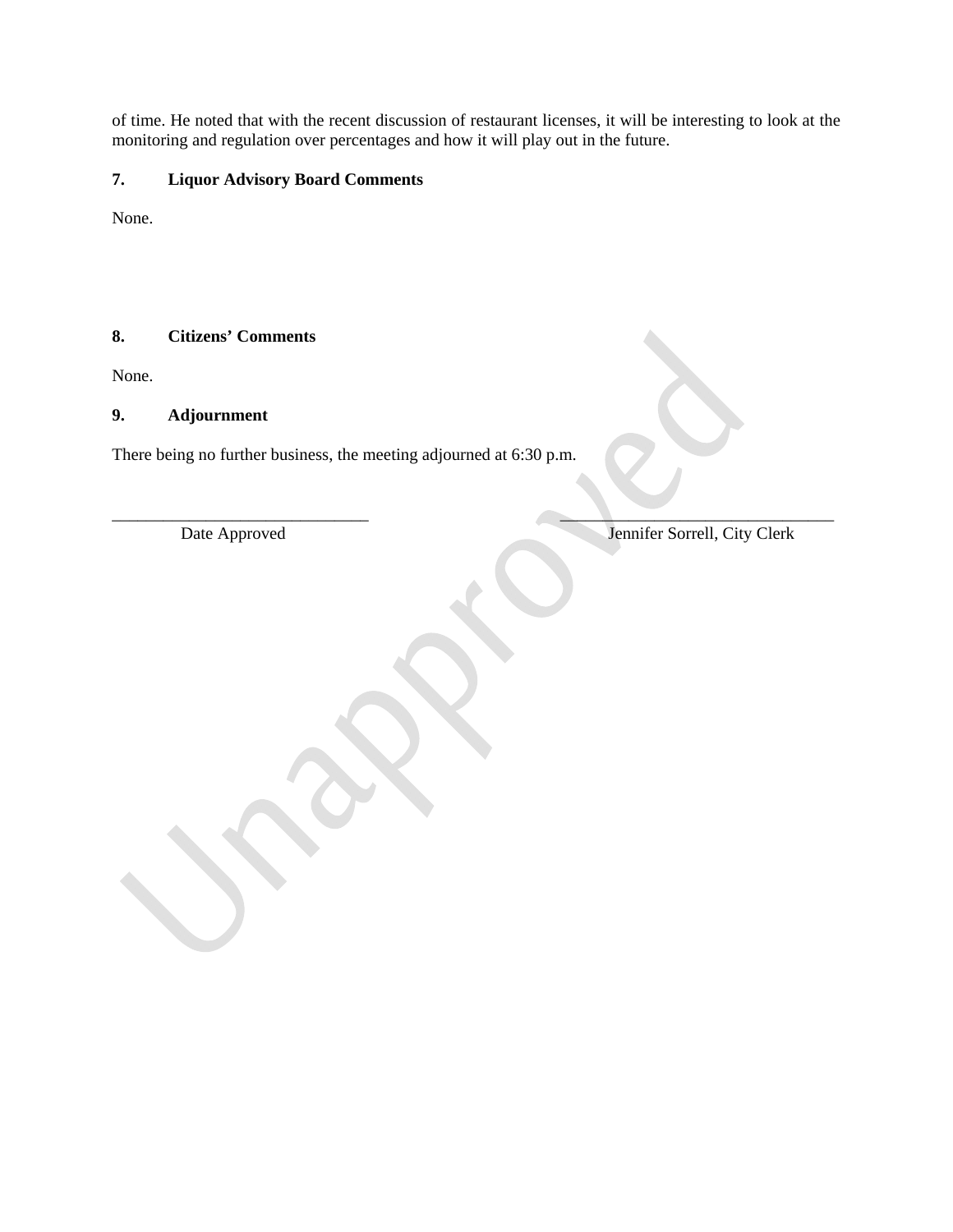of time. He noted that with the recent discussion of restaurant licenses, it will be interesting to look at the monitoring and regulation over percentages and how it will play out in the future.

**7. Liquor Advisory Board Comments**

None.

**8. Citizens' Comments**

None.

**9. Adjournment**

There being no further business, the meeting adjourned at 6:30 p.m.

______________________________ Date Approved

______________________________ Jennifer Sorrell, City Clerk

Unapproved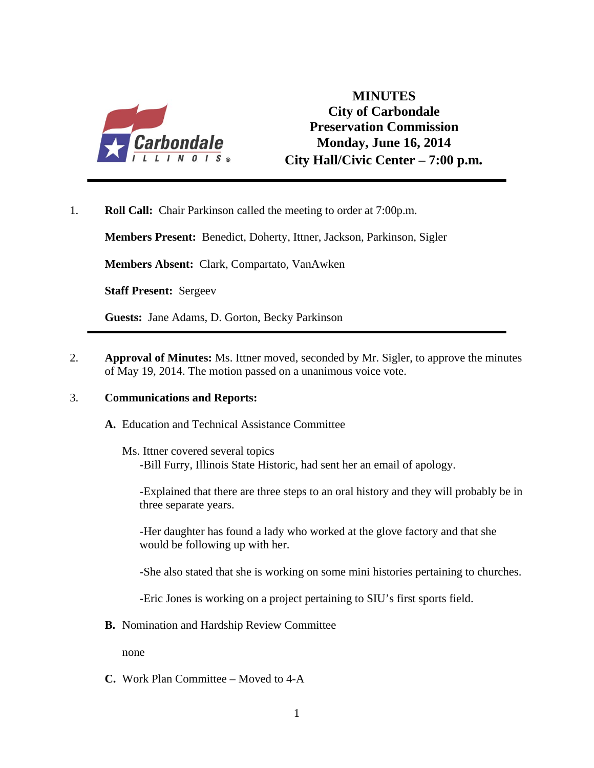# MINUTES
## City of Carbondale
## Preservation Commission
## Monday, June 16, 2014
## City Hall/Civic Center – 7:00 p.m.

---

1. **Roll Call:** Chair Parkinson called the meeting to order at 7:00p.m.

   **Members Present:** Benedict, Doherty, Ittner, Jackson, Parkinson, Sigler

   **Members Absent:** Clark, Compartato, VanAwken

   **Staff Present:** Sergeev

   **Guests:** Jane Adams, D. Gorton, Becky Parkinson

---

2. **Approval of Minutes:** Ms. Ittner moved, seconded by Mr. Sigler, to approve the minutes of May 19, 2014. The motion passed on a unanimous voice vote.

3. **Communications and Reports:**

   **A.** Education and Technical Assistance Committee

   Ms. Ittner covered several topics

   -Bill Furry, Illinois State Historic, had sent her an email of apology.

   -Explained that there are three steps to an oral history and they will probably be in three separate years.

   -Her daughter has found a lady who worked at the glove factory and that she would be following up with her.

   -She also stated that she is working on some mini histories pertaining to churches.

   -Eric Jones is working on a project pertaining to SIU's first sports field.

   **B.** Nomination and Hardship Review Committee

   none

   **C.** Work Plan Committee – Moved to 4-A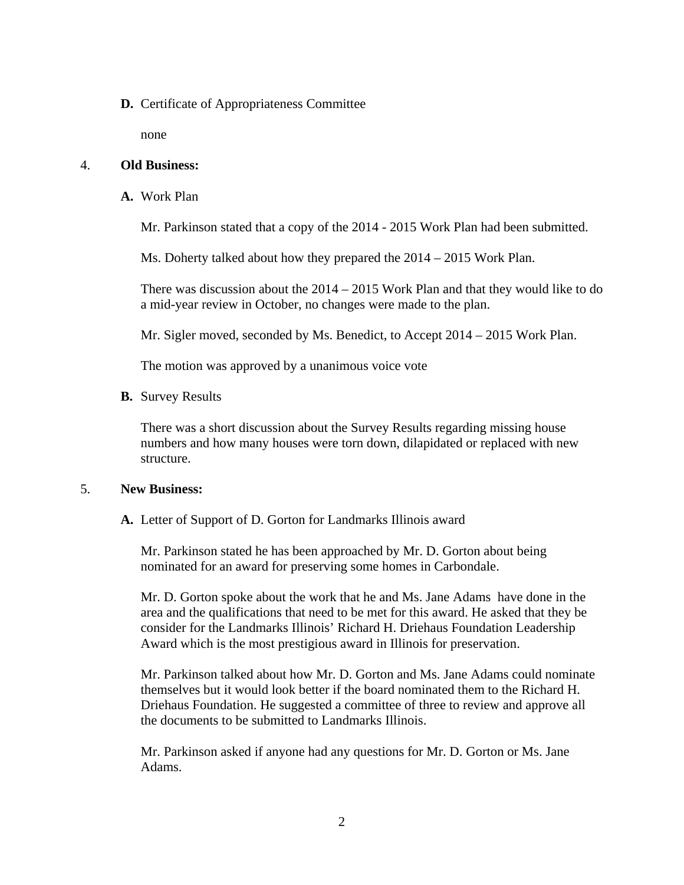**D.** Certificate of Appropriateness Committee

none

4. **Old Business:**

**A.** Work Plan

Mr. Parkinson stated that a copy of the 2014 - 2015 Work Plan had been submitted.

Ms. Doherty talked about how they prepared the 2014 – 2015 Work Plan.

There was discussion about the 2014 – 2015 Work Plan and that they would like to do a mid-year review in October, no changes were made to the plan.

Mr. Sigler moved, seconded by Ms. Benedict, to Accept 2014 – 2015 Work Plan.

The motion was approved by a unanimous voice vote

**B.** Survey Results

There was a short discussion about the Survey Results regarding missing house numbers and how many houses were torn down, dilapidated or replaced with new structure.

5. **New Business:**

**A.** Letter of Support of D. Gorton for Landmarks Illinois award

Mr. Parkinson stated he has been approached by Mr. D. Gorton about being nominated for an award for preserving some homes in Carbondale.

Mr. D. Gorton spoke about the work that he and Ms. Jane Adams have done in the area and the qualifications that need to be met for this award. He asked that they be consider for the Landmarks Illinois' Richard H. Driehaus Foundation Leadership Award which is the most prestigious award in Illinois for preservation.

Mr. Parkinson talked about how Mr. D. Gorton and Ms. Jane Adams could nominate themselves but it would look better if the board nominated them to the Richard H. Driehaus Foundation. He suggested a committee of three to review and approve all the documents to be submitted to Landmarks Illinois.

Mr. Parkinson asked if anyone had any questions for Mr. D. Gorton or Ms. Jane Adams.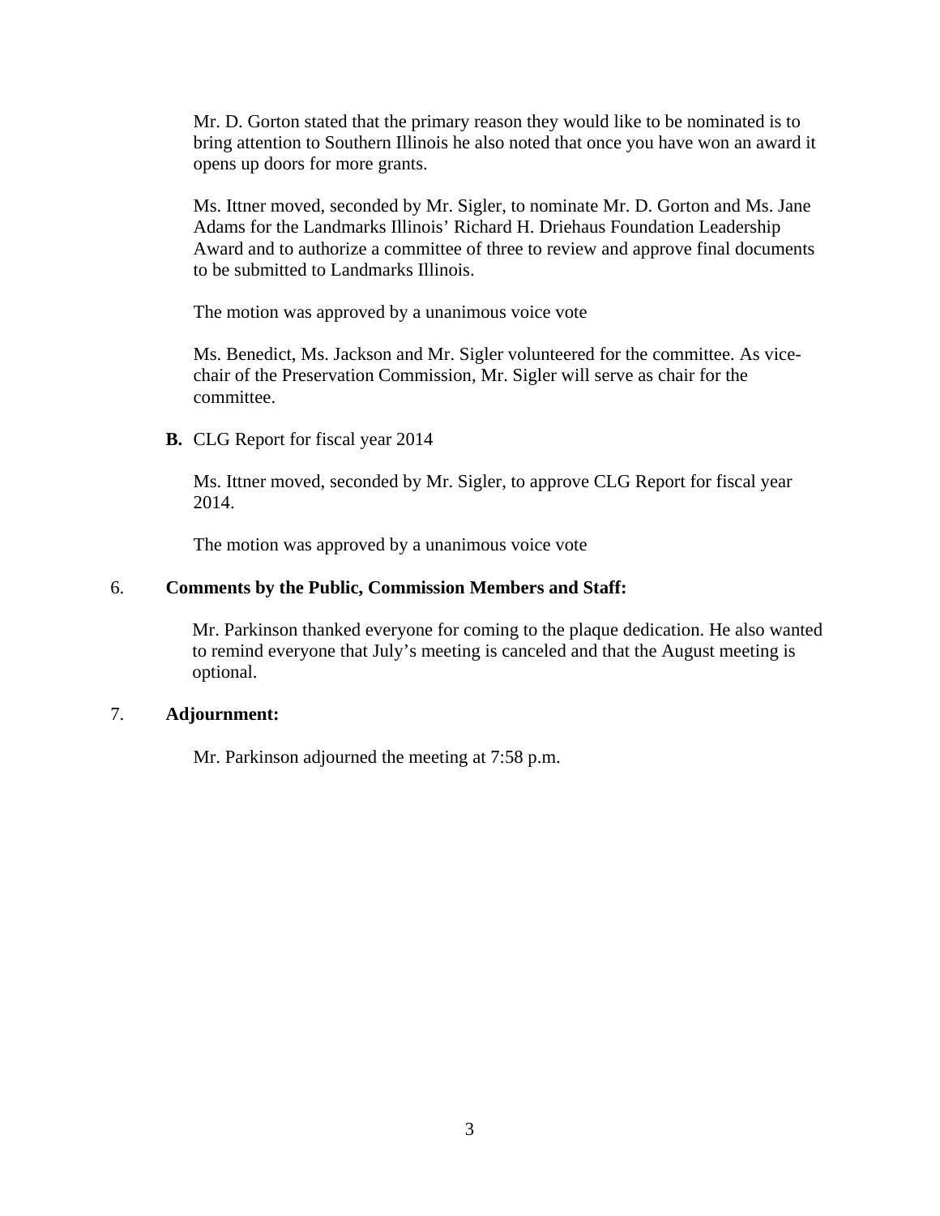Mr. D. Gorton stated that the primary reason they would like to be nominated is to bring attention to Southern Illinois he also noted that once you have won an award it opens up doors for more grants.

Ms. Ittner moved, seconded by Mr. Sigler, to nominate Mr. D. Gorton and Ms. Jane Adams for the Landmarks Illinois' Richard H. Driehaus Foundation Leadership Award and to authorize a committee of three to review and approve final documents to be submitted to Landmarks Illinois.

The motion was approved by a unanimous voice vote

Ms. Benedict, Ms. Jackson and Mr. Sigler volunteered for the committee. As vice-chair of the Preservation Commission, Mr. Sigler will serve as chair for the committee.

**B.** CLG Report for fiscal year 2014

Ms. Ittner moved, seconded by Mr. Sigler, to approve CLG Report for fiscal year 2014.

The motion was approved by a unanimous voice vote

6. **Comments by the Public, Commission Members and Staff:**

Mr. Parkinson thanked everyone for coming to the plaque dedication. He also wanted to remind everyone that July's meeting is canceled and that the August meeting is optional.

7. **Adjournment:**

Mr. Parkinson adjourned the meeting at 7:58 p.m.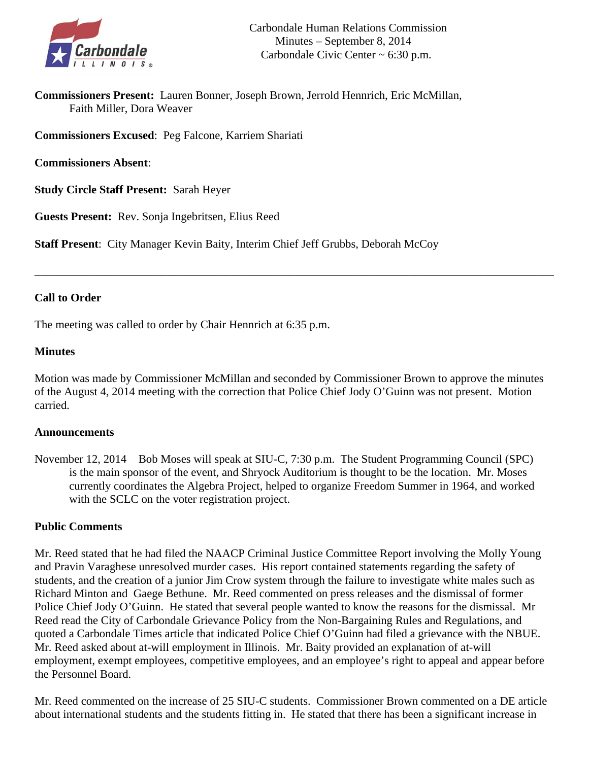Carbondale Human Relations Commission
Minutes – September 8, 2014
Carbondale Civic Center ~ 6:30 p.m.

**Commissioners Present:** Lauren Bonner, Joseph Brown, Jerrold Hennrich, Eric McMillan, Faith Miller, Dora Weaver

**Commissioners Excused**: Peg Falcone, Karriem Shariati

**Commissioners Absent**:

**Study Circle Staff Present:** Sarah Heyer

**Guests Present:** Rev. Sonja Ingebritsen, Elius Reed

**Staff Present**: City Manager Kevin Baity, Interim Chief Jeff Grubbs, Deborah McCoy

---

### Call to Order

The meeting was called to order by Chair Hennrich at 6:35 p.m.

### Minutes

Motion was made by Commissioner McMillan and seconded by Commissioner Brown to approve the minutes of the August 4, 2014 meeting with the correction that Police Chief Jody O'Guinn was not present. Motion carried.

### Announcements

November 12, 2014 Bob Moses will speak at SIU-C, 7:30 p.m. The Student Programming Council (SPC) is the main sponsor of the event, and Shryock Auditorium is thought to be the location. Mr. Moses currently coordinates the Algebra Project, helped to organize Freedom Summer in 1964, and worked with the SCLC on the voter registration project.

### Public Comments

Mr. Reed stated that he had filed the NAACP Criminal Justice Committee Report involving the Molly Young and Pravin Varaghese unresolved murder cases. His report contained statements regarding the safety of students, and the creation of a junior Jim Crow system through the failure to investigate white males such as Richard Minton and Gaege Bethune. Mr. Reed commented on press releases and the dismissal of former Police Chief Jody O'Guinn. He stated that several people wanted to know the reasons for the dismissal. Mr Reed read the City of Carbondale Grievance Policy from the Non-Bargaining Rules and Regulations, and quoted a Carbondale Times article that indicated Police Chief O'Guinn had filed a grievance with the NBUE. Mr. Reed asked about at-will employment in Illinois. Mr. Baity provided an explanation of at-will employment, exempt employees, competitive employees, and an employee's right to appeal and appear before the Personnel Board.

Mr. Reed commented on the increase of 25 SIU-C students. Commissioner Brown commented on a DE article about international students and the students fitting in. He stated that there has been a significant increase in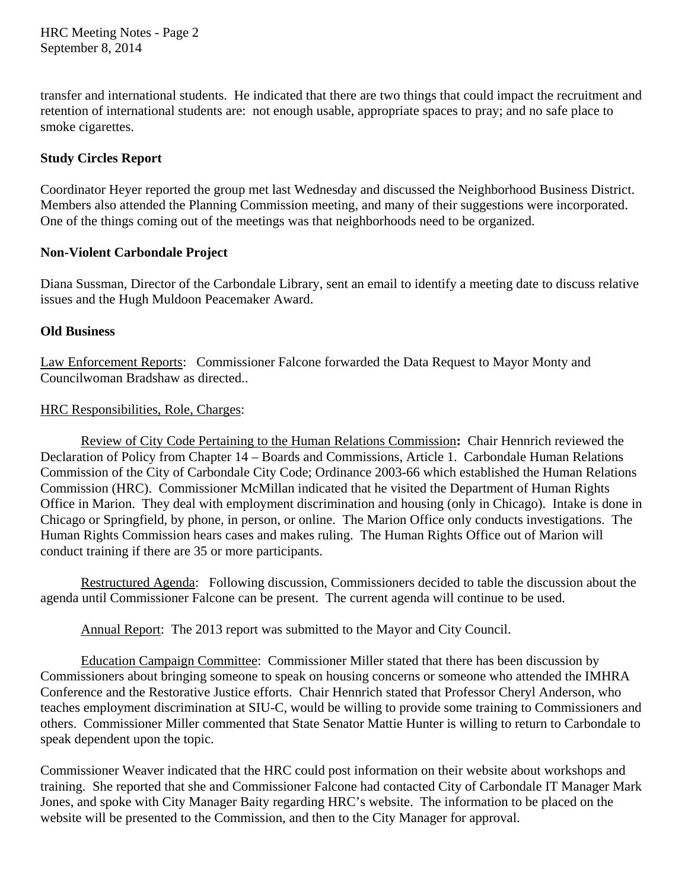transfer and international students. He indicated that there are two things that could impact the recruitment and retention of international students are: not enough usable, appropriate spaces to pray; and no safe place to smoke cigarettes.

**Study Circles Report**

Coordinator Heyer reported the group met last Wednesday and discussed the Neighborhood Business District. Members also attended the Planning Commission meeting, and many of their suggestions were incorporated. One of the things coming out of the meetings was that neighborhoods need to be organized.

**Non-Violent Carbondale Project**

Diana Sussman, Director of the Carbondale Library, sent an email to identify a meeting date to discuss relative issues and the Hugh Muldoon Peacemaker Award.

**Old Business**

Law Enforcement Reports: Commissioner Falcone forwarded the Data Request to Mayor Monty and Councilwoman Bradshaw as directed..

HRC Responsibilities, Role, Charges:

Review of City Code Pertaining to the Human Relations Commission**:** Chair Hennrich reviewed the Declaration of Policy from Chapter 14 – Boards and Commissions, Article 1. Carbondale Human Relations Commission of the City of Carbondale City Code; Ordinance 2003-66 which established the Human Relations Commission (HRC). Commissioner McMillan indicated that he visited the Department of Human Rights Office in Marion. They deal with employment discrimination and housing (only in Chicago). Intake is done in Chicago or Springfield, by phone, in person, or online. The Marion Office only conducts investigations. The Human Rights Commission hears cases and makes ruling. The Human Rights Office out of Marion will conduct training if there are 35 or more participants.

Restructured Agenda: Following discussion, Commissioners decided to table the discussion about the agenda until Commissioner Falcone can be present. The current agenda will continue to be used.

Annual Report: The 2013 report was submitted to the Mayor and City Council.

Education Campaign Committee: Commissioner Miller stated that there has been discussion by Commissioners about bringing someone to speak on housing concerns or someone who attended the IMHRA Conference and the Restorative Justice efforts. Chair Hennrich stated that Professor Cheryl Anderson, who teaches employment discrimination at SIU-C, would be willing to provide some training to Commissioners and others. Commissioner Miller commented that State Senator Mattie Hunter is willing to return to Carbondale to speak dependent upon the topic.

Commissioner Weaver indicated that the HRC could post information on their website about workshops and training. She reported that she and Commissioner Falcone had contacted City of Carbondale IT Manager Mark Jones, and spoke with City Manager Baity regarding HRC's website. The information to be placed on the website will be presented to the Commission, and then to the City Manager for approval.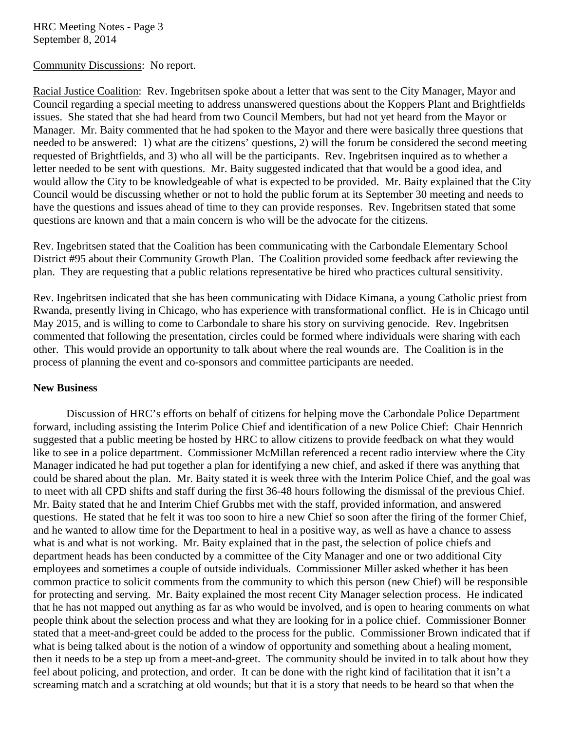Community Discussions: No report.

Racial Justice Coalition: Rev. Ingebritsen spoke about a letter that was sent to the City Manager, Mayor and Council regarding a special meeting to address unanswered questions about the Koppers Plant and Brightfields issues. She stated that she had heard from two Council Members, but had not yet heard from the Mayor or Manager. Mr. Baity commented that he had spoken to the Mayor and there were basically three questions that needed to be answered: 1) what are the citizens' questions, 2) will the forum be considered the second meeting requested of Brightfields, and 3) who all will be the participants. Rev. Ingebritsen inquired as to whether a letter needed to be sent with questions. Mr. Baity suggested indicated that that would be a good idea, and would allow the City to be knowledgeable of what is expected to be provided. Mr. Baity explained that the City Council would be discussing whether or not to hold the public forum at its September 30 meeting and needs to have the questions and issues ahead of time to they can provide responses. Rev. Ingebritsen stated that some questions are known and that a main concern is who will be the advocate for the citizens.

Rev. Ingebritsen stated that the Coalition has been communicating with the Carbondale Elementary School District #95 about their Community Growth Plan. The Coalition provided some feedback after reviewing the plan. They are requesting that a public relations representative be hired who practices cultural sensitivity.

Rev. Ingebritsen indicated that she has been communicating with Didace Kimana, a young Catholic priest from Rwanda, presently living in Chicago, who has experience with transformational conflict. He is in Chicago until May 2015, and is willing to come to Carbondale to share his story on surviving genocide. Rev. Ingebritsen commented that following the presentation, circles could be formed where individuals were sharing with each other. This would provide an opportunity to talk about where the real wounds are. The Coalition is in the process of planning the event and co-sponsors and committee participants are needed.

**New Business**

Discussion of HRC's efforts on behalf of citizens for helping move the Carbondale Police Department forward, including assisting the Interim Police Chief and identification of a new Police Chief: Chair Hennrich suggested that a public meeting be hosted by HRC to allow citizens to provide feedback on what they would like to see in a police department. Commissioner McMillan referenced a recent radio interview where the City Manager indicated he had put together a plan for identifying a new chief, and asked if there was anything that could be shared about the plan. Mr. Baity stated it is week three with the Interim Police Chief, and the goal was to meet with all CPD shifts and staff during the first 36-48 hours following the dismissal of the previous Chief. Mr. Baity stated that he and Interim Chief Grubbs met with the staff, provided information, and answered questions. He stated that he felt it was too soon to hire a new Chief so soon after the firing of the former Chief, and he wanted to allow time for the Department to heal in a positive way, as well as have a chance to assess what is and what is not working. Mr. Baity explained that in the past, the selection of police chiefs and department heads has been conducted by a committee of the City Manager and one or two additional City employees and sometimes a couple of outside individuals. Commissioner Miller asked whether it has been common practice to solicit comments from the community to which this person (new Chief) will be responsible for protecting and serving. Mr. Baity explained the most recent City Manager selection process. He indicated that he has not mapped out anything as far as who would be involved, and is open to hearing comments on what people think about the selection process and what they are looking for in a police chief. Commissioner Bonner stated that a meet-and-greet could be added to the process for the public. Commissioner Brown indicated that if what is being talked about is the notion of a window of opportunity and something about a healing moment, then it needs to be a step up from a meet-and-greet. The community should be invited in to talk about how they feel about policing, and protection, and order. It can be done with the right kind of facilitation that it isn't a screaming match and a scratching at old wounds; but that it is a story that needs to be heard so that when the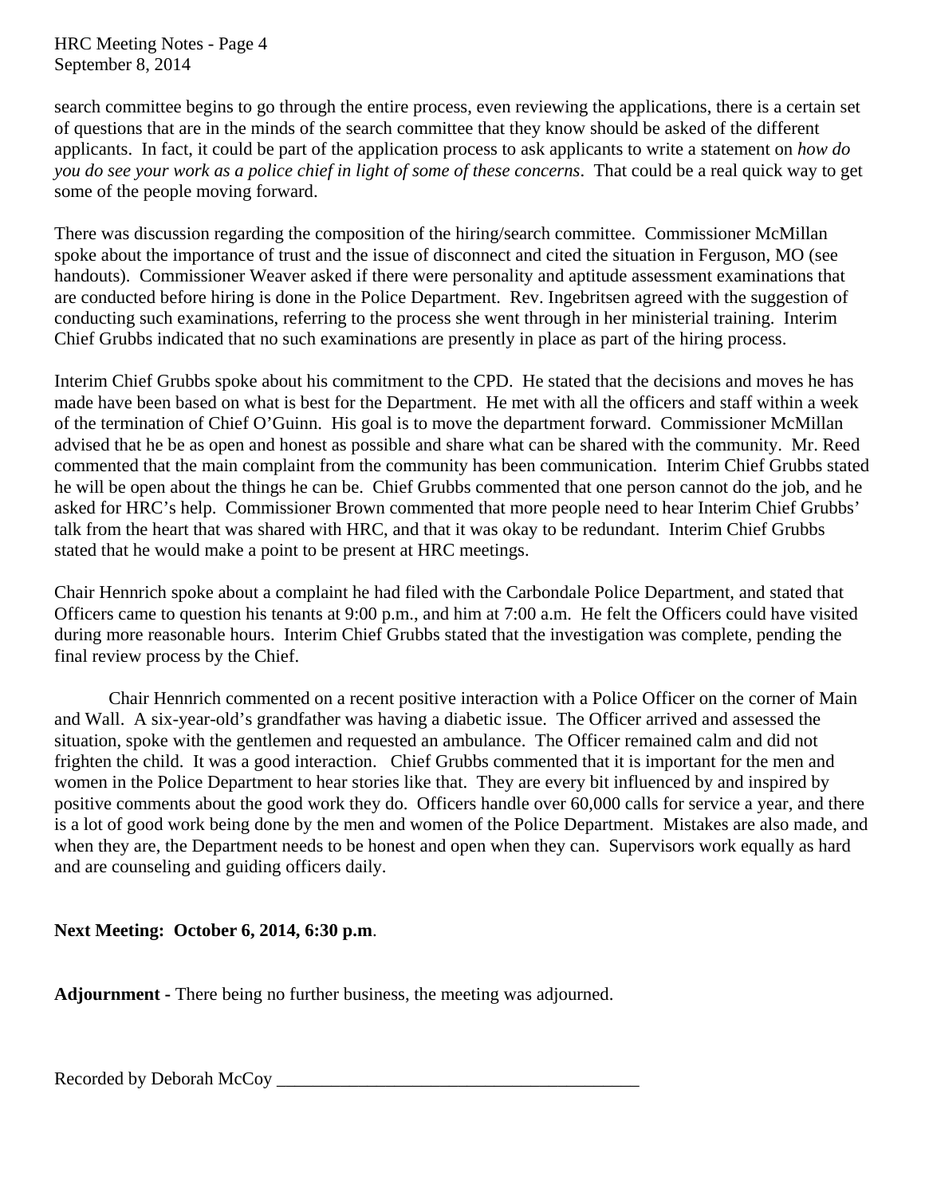search committee begins to go through the entire process, even reviewing the applications, there is a certain set of questions that are in the minds of the search committee that they know should be asked of the different applicants. In fact, it could be part of the application process to ask applicants to write a statement on *how do you do see your work as a police chief in light of some of these concerns*. That could be a real quick way to get some of the people moving forward.

There was discussion regarding the composition of the hiring/search committee. Commissioner McMillan spoke about the importance of trust and the issue of disconnect and cited the situation in Ferguson, MO (see handouts). Commissioner Weaver asked if there were personality and aptitude assessment examinations that are conducted before hiring is done in the Police Department. Rev. Ingebritsen agreed with the suggestion of conducting such examinations, referring to the process she went through in her ministerial training. Interim Chief Grubbs indicated that no such examinations are presently in place as part of the hiring process.

Interim Chief Grubbs spoke about his commitment to the CPD. He stated that the decisions and moves he has made have been based on what is best for the Department. He met with all the officers and staff within a week of the termination of Chief O'Guinn. His goal is to move the department forward. Commissioner McMillan advised that he be as open and honest as possible and share what can be shared with the community. Mr. Reed commented that the main complaint from the community has been communication. Interim Chief Grubbs stated he will be open about the things he can be. Chief Grubbs commented that one person cannot do the job, and he asked for HRC's help. Commissioner Brown commented that more people need to hear Interim Chief Grubbs' talk from the heart that was shared with HRC, and that it was okay to be redundant. Interim Chief Grubbs stated that he would make a point to be present at HRC meetings.

Chair Hennrich spoke about a complaint he had filed with the Carbondale Police Department, and stated that Officers came to question his tenants at 9:00 p.m., and him at 7:00 a.m. He felt the Officers could have visited during more reasonable hours. Interim Chief Grubbs stated that the investigation was complete, pending the final review process by the Chief.

Chair Hennrich commented on a recent positive interaction with a Police Officer on the corner of Main and Wall. A six-year-old's grandfather was having a diabetic issue. The Officer arrived and assessed the situation, spoke with the gentlemen and requested an ambulance. The Officer remained calm and did not frighten the child. It was a good interaction. Chief Grubbs commented that it is important for the men and women in the Police Department to hear stories like that. They are every bit influenced by and inspired by positive comments about the good work they do. Officers handle over 60,000 calls for service a year, and there is a lot of good work being done by the men and women of the Police Department. Mistakes are also made, and when they are, the Department needs to be honest and open when they can. Supervisors work equally as hard and are counseling and guiding officers daily.

**Next Meeting: October 6, 2014, 6:30 p.m**.

**Adjournment -** There being no further business, the meeting was adjourned.

Recorded by Deborah McCoy ________________________________________